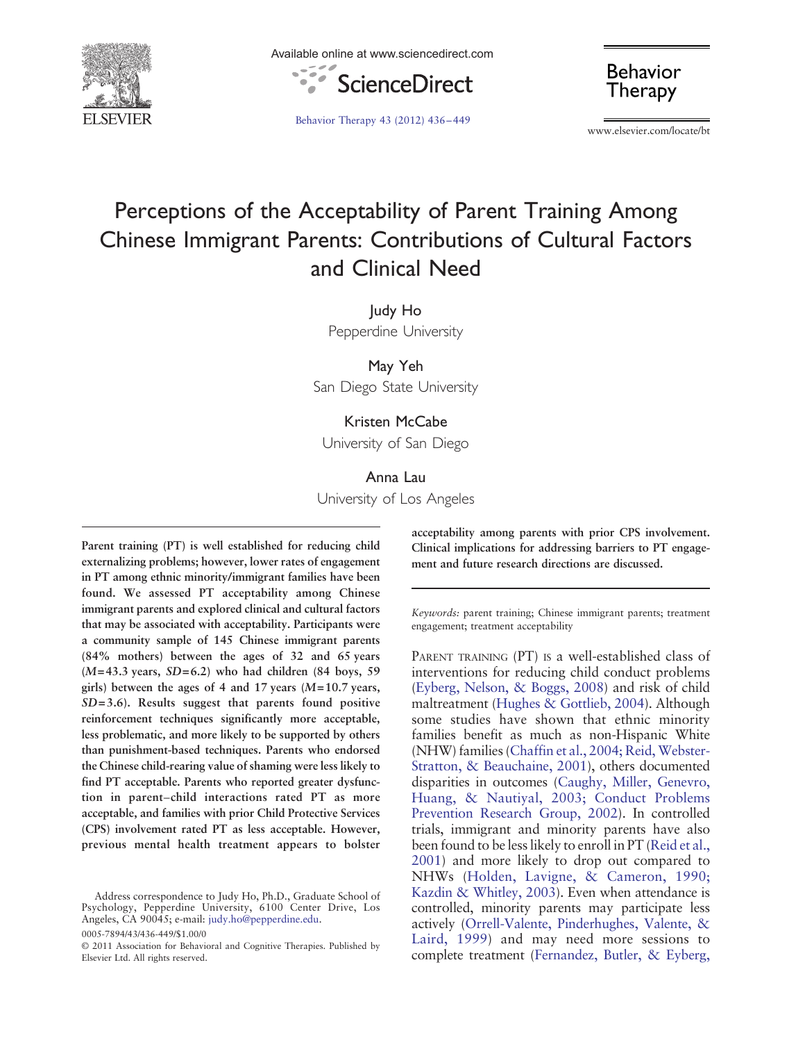Available online at www.sciencedirect.com

ScienceDirect

Behavior Therapy

www.elsevier.com/locate/bt

# Perceptions of the Acceptability of Parent Training Among Chinese Immigrant Parents: Contributions of Cultural Factors and Clinical Need

Judy Ho
Pepperdine University

May Yeh
San Diego State University

Kristen McCabe
University of San Diego

Anna Lau
University of Los Angeles

**Parent training (PT) is well established for reducing child externalizing problems; however, lower rates of engagement in PT among ethnic minority/immigrant families have been found. We assessed PT acceptability among Chinese immigrant parents and explored clinical and cultural factors that may be associated with acceptability. Participants were a community sample of 145 Chinese immigrant parents (84% mothers) between the ages of 32 and 65 years (*M*=43.3 years, *SD*=6.2) who had children (84 boys, 59 girls) between the ages of 4 and 17 years (*M*=10.7 years, *SD*=3.6). Results suggest that parents found positive reinforcement techniques significantly more acceptable, less problematic, and more likely to be supported by others than punishment-based techniques. Parents who endorsed the Chinese child-rearing value of shaming were less likely to find PT acceptable. Parents who reported greater dysfunction in parent–child interactions rated PT as more acceptable, and families with prior Child Protective Services (CPS) involvement rated PT as less acceptable. However, previous mental health treatment appears to bolster acceptability among parents with prior CPS involvement. Clinical implications for addressing barriers to PT engagement and future research directions are discussed.**

*Keywords:* parent training; Chinese immigrant parents; treatment engagement; treatment acceptability

PARENT TRAINING (PT) IS a well-established class of interventions for reducing child conduct problems (Eyberg, Nelson, & Boggs, 2008) and risk of child maltreatment (Hughes & Gottlieb, 2004). Although some studies have shown that ethnic minority families benefit as much as non-Hispanic White (NHW) families (Chaffin et al., 2004; Reid, Webster-Stratton, & Beauchaine, 2001), others documented disparities in outcomes (Caughy, Miller, Genevro, Huang, & Nautiyal, 2003; Conduct Problems Prevention Research Group, 2002). In controlled trials, immigrant and minority parents have also been found to be less likely to enroll in PT (Reid et al., 2001) and more likely to drop out compared to NHWs (Holden, Lavigne, & Cameron, 1990; Kazdin & Whitley, 2003). Even when attendance is controlled, minority parents may participate less actively (Orrell-Valente, Pinderhughes, Valente, & Laird, 1999) and may need more sessions to complete treatment (Fernandez, Butler, & Eyberg,

Address correspondence to Judy Ho, Ph.D., Graduate School of Psychology, Pepperdine University, 6100 Center Drive, Los Angeles, CA 90045; e-mail: judy.ho@pepperdine.edu.

0005-7894/43/436-449/$1.00/0

© 2011 Association for Behavioral and Cognitive Therapies. Published by Elsevier Ltd. All rights reserved.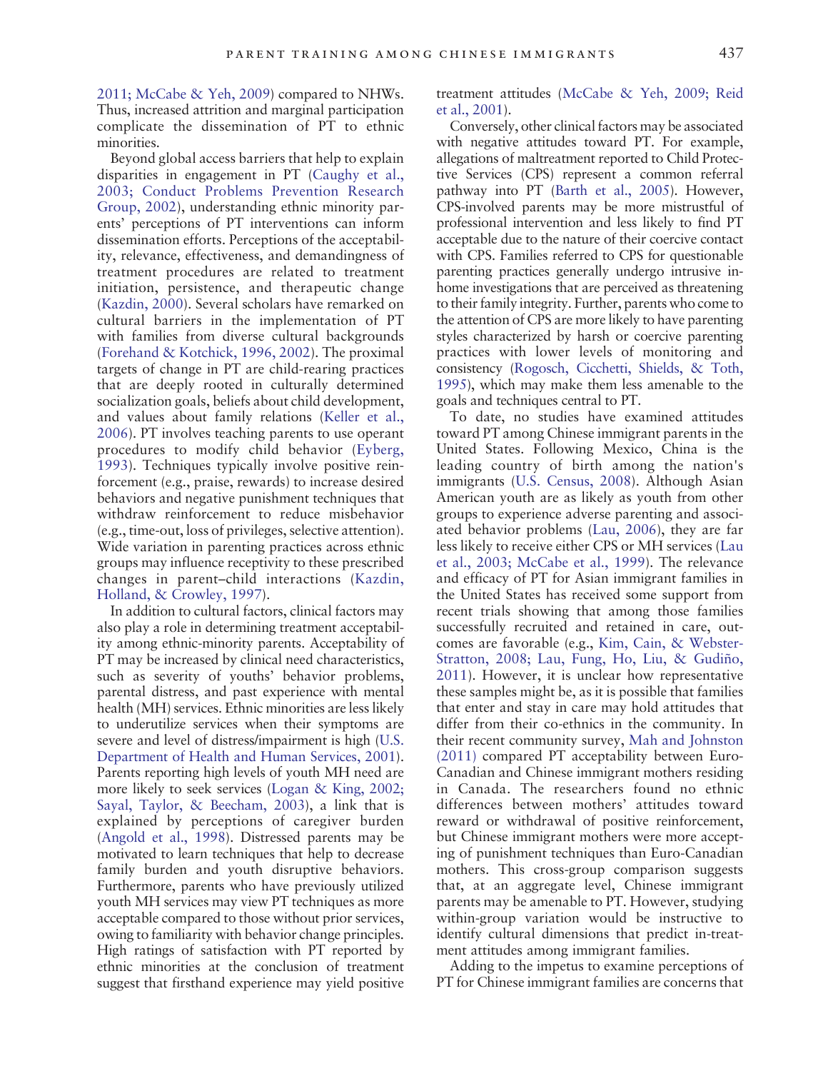2011; McCabe & Yeh, 2009) compared to NHWs. Thus, increased attrition and marginal participation complicate the dissemination of PT to ethnic minorities.

Beyond global access barriers that help to explain disparities in engagement in PT (Caughy et al., 2003; Conduct Problems Prevention Research Group, 2002), understanding ethnic minority parents' perceptions of PT interventions can inform dissemination efforts. Perceptions of the acceptability, relevance, effectiveness, and demandingness of treatment procedures are related to treatment initiation, persistence, and therapeutic change (Kazdin, 2000). Several scholars have remarked on cultural barriers in the implementation of PT with families from diverse cultural backgrounds (Forehand & Kotchick, 1996, 2002). The proximal targets of change in PT are child-rearing practices that are deeply rooted in culturally determined socialization goals, beliefs about child development, and values about family relations (Keller et al., 2006). PT involves teaching parents to use operant procedures to modify child behavior (Eyberg, 1993). Techniques typically involve positive reinforcement (e.g., praise, rewards) to increase desired behaviors and negative punishment techniques that withdraw reinforcement to reduce misbehavior (e.g., time-out, loss of privileges, selective attention). Wide variation in parenting practices across ethnic groups may influence receptivity to these prescribed changes in parent–child interactions (Kazdin, Holland, & Crowley, 1997).

In addition to cultural factors, clinical factors may also play a role in determining treatment acceptability among ethnic-minority parents. Acceptability of PT may be increased by clinical need characteristics, such as severity of youths' behavior problems, parental distress, and past experience with mental health (MH) services. Ethnic minorities are less likely to underutilize services when their symptoms are severe and level of distress/impairment is high (U.S. Department of Health and Human Services, 2001). Parents reporting high levels of youth MH need are more likely to seek services (Logan & King, 2002; Sayal, Taylor, & Beecham, 2003), a link that is explained by perceptions of caregiver burden (Angold et al., 1998). Distressed parents may be motivated to learn techniques that help to decrease family burden and youth disruptive behaviors. Furthermore, parents who have previously utilized youth MH services may view PT techniques as more acceptable compared to those without prior services, owing to familiarity with behavior change principles. High ratings of satisfaction with PT reported by ethnic minorities at the conclusion of treatment suggest that firsthand experience may yield positive treatment attitudes (McCabe & Yeh, 2009; Reid et al., 2001).

Conversely, other clinical factors may be associated with negative attitudes toward PT. For example, allegations of maltreatment reported to Child Protective Services (CPS) represent a common referral pathway into PT (Barth et al., 2005). However, CPS-involved parents may be more mistrustful of professional intervention and less likely to find PT acceptable due to the nature of their coercive contact with CPS. Families referred to CPS for questionable parenting practices generally undergo intrusive in-home investigations that are perceived as threatening to their family integrity. Further, parents who come to the attention of CPS are more likely to have parenting styles characterized by harsh or coercive parenting practices with lower levels of monitoring and consistency (Rogosch, Cicchetti, Shields, & Toth, 1995), which may make them less amenable to the goals and techniques central to PT.

To date, no studies have examined attitudes toward PT among Chinese immigrant parents in the United States. Following Mexico, China is the leading country of birth among the nation's immigrants (U.S. Census, 2008). Although Asian American youth are as likely as youth from other groups to experience adverse parenting and associated behavior problems (Lau, 2006), they are far less likely to receive either CPS or MH services (Lau et al., 2003; McCabe et al., 1999). The relevance and efficacy of PT for Asian immigrant families in the United States has received some support from recent trials showing that among those families successfully recruited and retained in care, outcomes are favorable (e.g., Kim, Cain, & Webster-Stratton, 2008; Lau, Fung, Ho, Liu, & Gudiño, 2011). However, it is unclear how representative these samples might be, as it is possible that families that enter and stay in care may hold attitudes that differ from their co-ethnics in the community. In their recent community survey, Mah and Johnston (2011) compared PT acceptability between Euro-Canadian and Chinese immigrant mothers residing in Canada. The researchers found no ethnic differences between mothers' attitudes toward reward or withdrawal of positive reinforcement, but Chinese immigrant mothers were more accepting of punishment techniques than Euro-Canadian mothers. This cross-group comparison suggests that, at an aggregate level, Chinese immigrant parents may be amenable to PT. However, studying within-group variation would be instructive to identify cultural dimensions that predict in-treatment attitudes among immigrant families.

Adding to the impetus to examine perceptions of PT for Chinese immigrant families are concerns that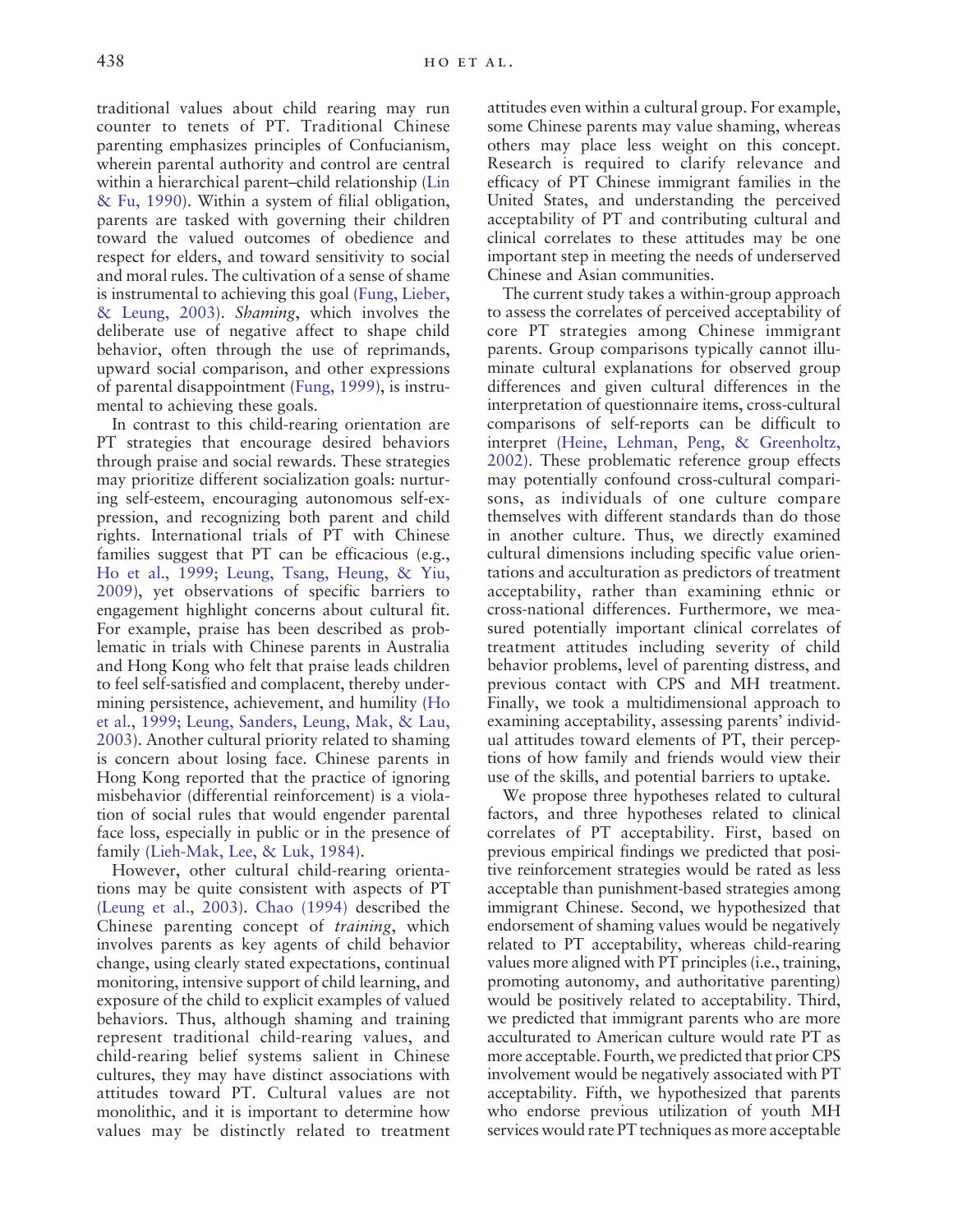traditional values about child rearing may run counter to tenets of PT. Traditional Chinese parenting emphasizes principles of Confucianism, wherein parental authority and control are central within a hierarchical parent–child relationship (Lin & Fu, 1990). Within a system of filial obligation, parents are tasked with governing their children toward the valued outcomes of obedience and respect for elders, and toward sensitivity to social and moral rules. The cultivation of a sense of shame is instrumental to achieving this goal (Fung, Lieber, & Leung, 2003). *Shaming*, which involves the deliberate use of negative affect to shape child behavior, often through the use of reprimands, upward social comparison, and other expressions of parental disappointment (Fung, 1999), is instrumental to achieving these goals.

In contrast to this child-rearing orientation are PT strategies that encourage desired behaviors through praise and social rewards. These strategies may prioritize different socialization goals: nurturing self-esteem, encouraging autonomous self-expression, and recognizing both parent and child rights. International trials of PT with Chinese families suggest that PT can be efficacious (e.g., Ho et al., 1999; Leung, Tsang, Heung, & Yiu, 2009), yet observations of specific barriers to engagement highlight concerns about cultural fit. For example, praise has been described as problematic in trials with Chinese parents in Australia and Hong Kong who felt that praise leads children to feel self-satisfied and complacent, thereby undermining persistence, achievement, and humility (Ho et al., 1999; Leung, Sanders, Leung, Mak, & Lau, 2003). Another cultural priority related to shaming is concern about losing face. Chinese parents in Hong Kong reported that the practice of ignoring misbehavior (differential reinforcement) is a violation of social rules that would engender parental face loss, especially in public or in the presence of family (Lieh-Mak, Lee, & Luk, 1984).

However, other cultural child-rearing orientations may be quite consistent with aspects of PT (Leung et al., 2003). Chao (1994) described the Chinese parenting concept of *training*, which involves parents as key agents of child behavior change, using clearly stated expectations, continual monitoring, intensive support of child learning, and exposure of the child to explicit examples of valued behaviors. Thus, although shaming and training represent traditional child-rearing values, and child-rearing belief systems salient in Chinese cultures, they may have distinct associations with attitudes toward PT. Cultural values are not monolithic, and it is important to determine how values may be distinctly related to treatment attitudes even within a cultural group. For example, some Chinese parents may value shaming, whereas others may place less weight on this concept. Research is required to clarify relevance and efficacy of PT Chinese immigrant families in the United States, and understanding the perceived acceptability of PT and contributing cultural and clinical correlates to these attitudes may be one important step in meeting the needs of underserved Chinese and Asian communities.

The current study takes a within-group approach to assess the correlates of perceived acceptability of core PT strategies among Chinese immigrant parents. Group comparisons typically cannot illuminate cultural explanations for observed group differences and given cultural differences in the interpretation of questionnaire items, cross-cultural comparisons of self-reports can be difficult to interpret (Heine, Lehman, Peng, & Greenholtz, 2002). These problematic reference group effects may potentially confound cross-cultural comparisons, as individuals of one culture compare themselves with different standards than do those in another culture. Thus, we directly examined cultural dimensions including specific value orientations and acculturation as predictors of treatment acceptability, rather than examining ethnic or cross-national differences. Furthermore, we measured potentially important clinical correlates of treatment attitudes including severity of child behavior problems, level of parenting distress, and previous contact with CPS and MH treatment. Finally, we took a multidimensional approach to examining acceptability, assessing parents' individual attitudes toward elements of PT, their perceptions of how family and friends would view their use of the skills, and potential barriers to uptake.

We propose three hypotheses related to cultural factors, and three hypotheses related to clinical correlates of PT acceptability. First, based on previous empirical findings we predicted that positive reinforcement strategies would be rated as less acceptable than punishment-based strategies among immigrant Chinese. Second, we hypothesized that endorsement of shaming values would be negatively related to PT acceptability, whereas child-rearing values more aligned with PT principles (i.e., training, promoting autonomy, and authoritative parenting) would be positively related to acceptability. Third, we predicted that immigrant parents who are more acculturated to American culture would rate PT as more acceptable. Fourth, we predicted that prior CPS involvement would be negatively associated with PT acceptability. Fifth, we hypothesized that parents who endorse previous utilization of youth MH services would rate PT techniques as more acceptable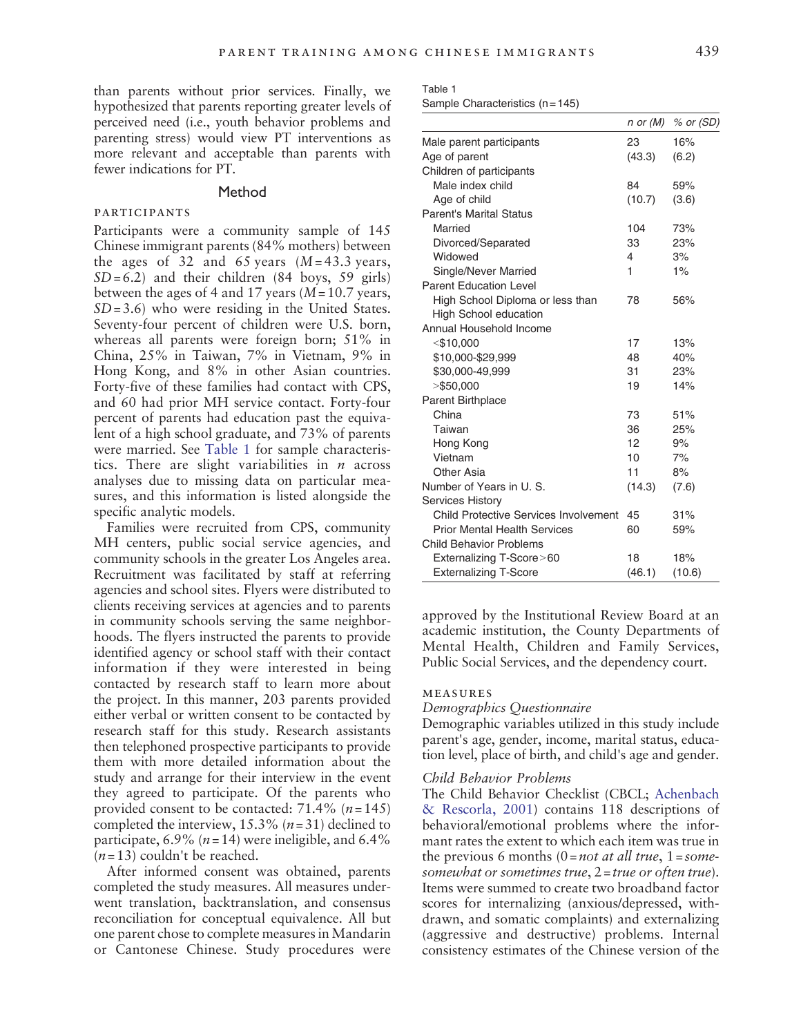than parents without prior services. Finally, we hypothesized that parents reporting greater levels of perceived need (i.e., youth behavior problems and parenting stress) would view PT interventions as more relevant and acceptable than parents with fewer indications for PT.

## Method

### PARTICIPANTS

Participants were a community sample of 145 Chinese immigrant parents (84% mothers) between the ages of 32 and 65 years ($M = 43.3$ years, $SD = 6.2$) and their children (84 boys, 59 girls) between the ages of 4 and 17 years ($M = 10.7$ years, $SD = 3.6$) who were residing in the United States. Seventy-four percent of children were U.S. born, whereas all parents were foreign born; 51% in China, 25% in Taiwan, 7% in Vietnam, 9% in Hong Kong, and 8% in other Asian countries. Forty-five of these families had contact with CPS, and 60 had prior MH service contact. Forty-four percent of parents had education past the equivalent of a high school graduate, and 73% of parents were married. See Table 1 for sample characteristics. There are slight variabilities in *n* across analyses due to missing data on particular measures, and this information is listed alongside the specific analytic models.

Families were recruited from CPS, community MH centers, public social service agencies, and community schools in the greater Los Angeles area. Recruitment was facilitated by staff at referring agencies and school sites. Flyers were distributed to clients receiving services at agencies and to parents in community schools serving the same neighborhoods. The flyers instructed the parents to provide identified agency or school staff with their contact information if they were interested in being contacted by research staff to learn more about the project. In this manner, 203 parents provided either verbal or written consent to be contacted by research staff for this study. Research assistants then telephoned prospective participants to provide them with more detailed information about the study and arrange for their interview in the event they agreed to participate. Of the parents who provided consent to be contacted: 71.4% ($n = 145$) completed the interview, 15.3% ($n = 31$) declined to participate, 6.9% ($n = 14$) were ineligible, and 6.4% ($n = 13$) couldn't be reached.

After informed consent was obtained, parents completed the study measures. All measures underwent translation, backtranslation, and consensus reconciliation for conceptual equivalence. All but one parent chose to complete measures in Mandarin or Cantonese Chinese. Study procedures were approved by the Institutional Review Board at an academic institution, the County Departments of Mental Health, Children and Family Services, Public Social Services, and the dependency court.

Table 1
Sample Characteristics (n = 145)

| | *n or (M)* | *% or (SD)* |
|---|---|---|
| Male parent participants | 23 | 16% |
| Age of parent | (43.3) | (6.2) |
| Children of participants | | |
| Male index child | 84 | 59% |
| Age of child | (10.7) | (3.6) |
| Parent's Marital Status | | |
| Married | 104 | 73% |
| Divorced/Separated | 33 | 23% |
| Widowed | 4 | 3% |
| Single/Never Married | 1 | 1% |
| Parent Education Level | | |
| High School Diploma or less than High School education | 78 | 56% |
| Annual Household Income | | |
| <$10,000 | 17 | 13% |
| $10,000-$29,999 | 48 | 40% |
| $30,000-49,999 | 31 | 23% |
| >$50,000 | 19 | 14% |
| Parent Birthplace | | |
| China | 73 | 51% |
| Taiwan | 36 | 25% |
| Hong Kong | 12 | 9% |
| Vietnam | 10 | 7% |
| Other Asia | 11 | 8% |
| Number of Years in U. S. | (14.3) | (7.6) |
| Services History | | |
| Child Protective Services Involvement | 45 | 31% |
| Prior Mental Health Services | 60 | 59% |
| Child Behavior Problems | | |
| Externalizing T-Score > 60 | 18 | 18% |
| Externalizing T-Score | (46.1) | (10.6) |

### MEASURES

*Demographics Questionnaire*

Demographic variables utilized in this study include parent's age, gender, income, marital status, education level, place of birth, and child's age and gender.

*Child Behavior Problems*

The Child Behavior Checklist (CBCL; Achenbach & Rescorla, 2001) contains 118 descriptions of behavioral/emotional problems where the informant rates the extent to which each item was true in the previous 6 months (0 = *not at all true*, 1 = *somewhat or sometimes true*, 2 = *true or often true*). Items were summed to create two broadband factor scores for internalizing (anxious/depressed, withdrawn, and somatic complaints) and externalizing (aggressive and destructive) problems. Internal consistency estimates of the Chinese version of the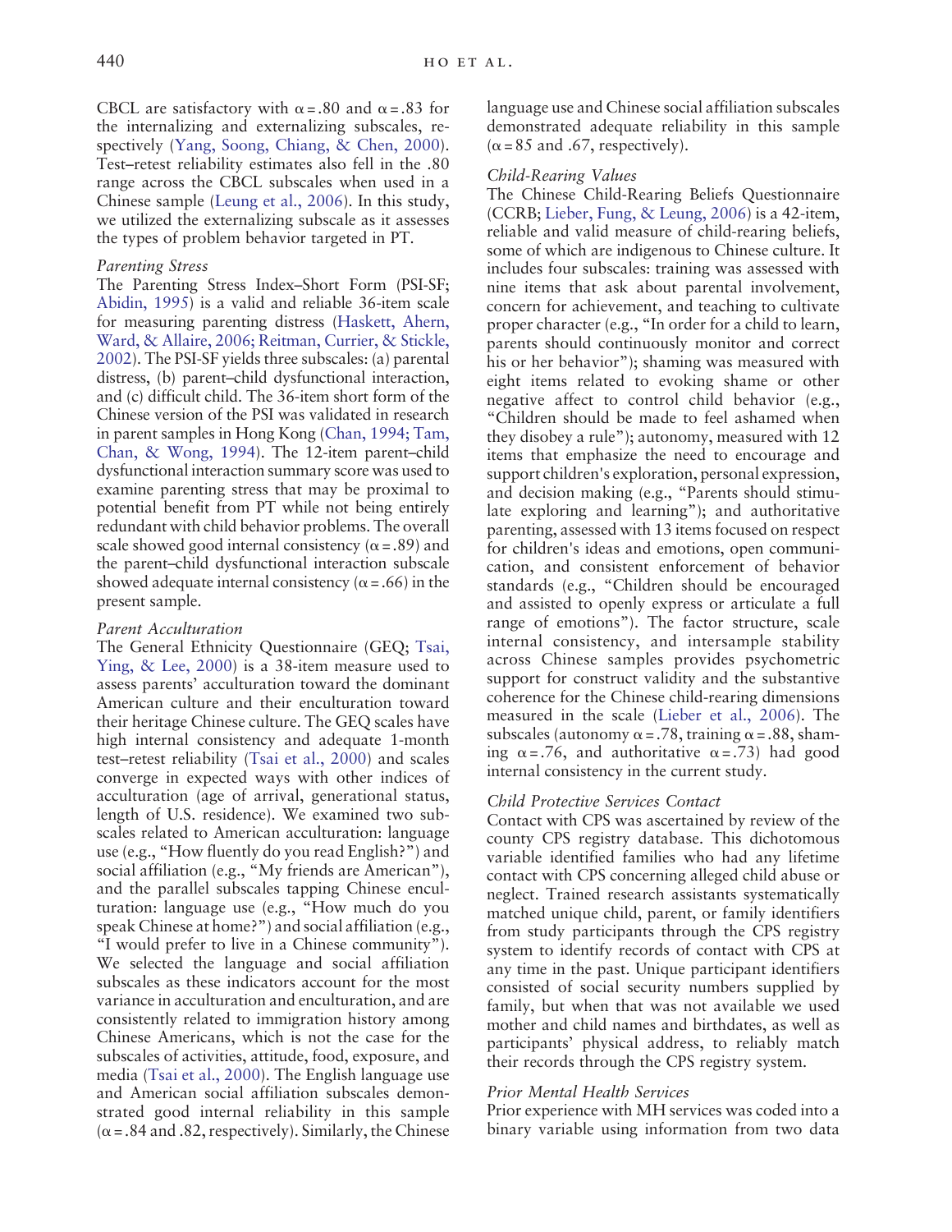CBCL are satisfactory with $\alpha = .80$ and $\alpha = .83$ for the internalizing and externalizing subscales, respectively (Yang, Soong, Chiang, & Chen, 2000). Test–retest reliability estimates also fell in the .80 range across the CBCL subscales when used in a Chinese sample (Leung et al., 2006). In this study, we utilized the externalizing subscale as it assesses the types of problem behavior targeted in PT.

### Parenting Stress

The Parenting Stress Index–Short Form (PSI-SF; Abidin, 1995) is a valid and reliable 36-item scale for measuring parenting distress (Haskett, Ahern, Ward, & Allaire, 2006; Reitman, Currier, & Stickle, 2002). The PSI-SF yields three subscales: (a) parental distress, (b) parent–child dysfunctional interaction, and (c) difficult child. The 36-item short form of the Chinese version of the PSI was validated in research in parent samples in Hong Kong (Chan, 1994; Tam, Chan, & Wong, 1994). The 12-item parent–child dysfunctional interaction summary score was used to examine parenting stress that may be proximal to potential benefit from PT while not being entirely redundant with child behavior problems. The overall scale showed good internal consistency ($\alpha = .89$) and the parent–child dysfunctional interaction subscale showed adequate internal consistency ($\alpha = .66$) in the present sample.

### Parent Acculturation

The General Ethnicity Questionnaire (GEQ; Tsai, Ying, & Lee, 2000) is a 38-item measure used to assess parents' acculturation toward the dominant American culture and their enculturation toward their heritage Chinese culture. The GEQ scales have high internal consistency and adequate 1-month test–retest reliability (Tsai et al., 2000) and scales converge in expected ways with other indices of acculturation (age of arrival, generational status, length of U.S. residence). We examined two subscales related to American acculturation: language use (e.g., "How fluently do you read English?") and social affiliation (e.g., "My friends are American"), and the parallel subscales tapping Chinese enculturation: language use (e.g., "How much do you speak Chinese at home?") and social affiliation (e.g., "I would prefer to live in a Chinese community"). We selected the language and social affiliation subscales as these indicators account for the most variance in acculturation and enculturation, and are consistently related to immigration history among Chinese Americans, which is not the case for the subscales of activities, attitude, food, exposure, and media (Tsai et al., 2000). The English language use and American social affiliation subscales demonstrated good internal reliability in this sample ($\alpha = .84$ and .82, respectively). Similarly, the Chinese language use and Chinese social affiliation subscales demonstrated adequate reliability in this sample ($\alpha = 85$ and .67, respectively).

### Child-Rearing Values

The Chinese Child-Rearing Beliefs Questionnaire (CCRB; Lieber, Fung, & Leung, 2006) is a 42-item, reliable and valid measure of child-rearing beliefs, some of which are indigenous to Chinese culture. It includes four subscales: training was assessed with nine items that ask about parental involvement, concern for achievement, and teaching to cultivate proper character (e.g., "In order for a child to learn, parents should continuously monitor and correct his or her behavior"); shaming was measured with eight items related to evoking shame or other negative affect to control child behavior (e.g., "Children should be made to feel ashamed when they disobey a rule"); autonomy, measured with 12 items that emphasize the need to encourage and support children's exploration, personal expression, and decision making (e.g., "Parents should stimulate exploring and learning"); and authoritative parenting, assessed with 13 items focused on respect for children's ideas and emotions, open communication, and consistent enforcement of behavior standards (e.g., "Children should be encouraged and assisted to openly express or articulate a full range of emotions"). The factor structure, scale internal consistency, and intersample stability across Chinese samples provides psychometric support for construct validity and the substantive coherence for the Chinese child-rearing dimensions measured in the scale (Lieber et al., 2006). The subscales (autonomy $\alpha = .78$, training $\alpha = .88$, shaming $\alpha = .76$, and authoritative $\alpha = .73$) had good internal consistency in the current study.

### Child Protective Services Contact

Contact with CPS was ascertained by review of the county CPS registry database. This dichotomous variable identified families who had any lifetime contact with CPS concerning alleged child abuse or neglect. Trained research assistants systematically matched unique child, parent, or family identifiers from study participants through the CPS registry system to identify records of contact with CPS at any time in the past. Unique participant identifiers consisted of social security numbers supplied by family, but when that was not available we used mother and child names and birthdates, as well as participants' physical address, to reliably match their records through the CPS registry system.

### Prior Mental Health Services

Prior experience with MH services was coded into a binary variable using information from two data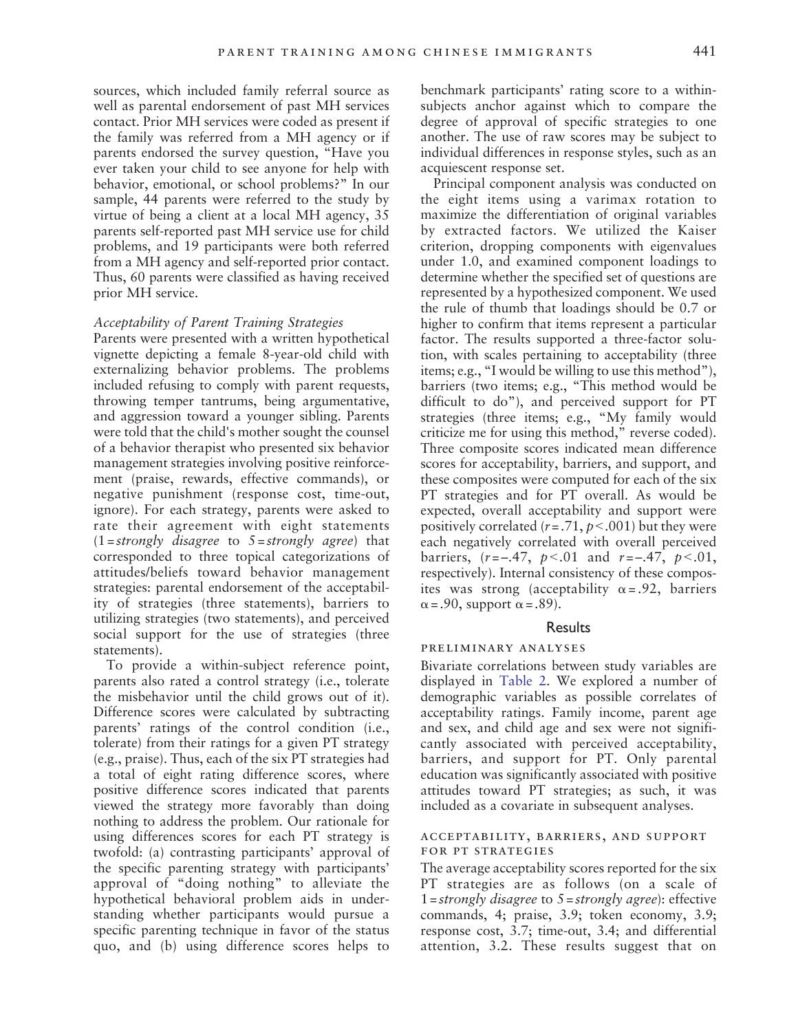sources, which included family referral source as well as parental endorsement of past MH services contact. Prior MH services were coded as present if the family was referred from a MH agency or if parents endorsed the survey question, "Have you ever taken your child to see anyone for help with behavior, emotional, or school problems?" In our sample, 44 parents were referred to the study by virtue of being a client at a local MH agency, 35 parents self-reported past MH service use for child problems, and 19 participants were both referred from a MH agency and self-reported prior contact. Thus, 60 parents were classified as having received prior MH service.

*Acceptability of Parent Training Strategies*

Parents were presented with a written hypothetical vignette depicting a female 8-year-old child with externalizing behavior problems. The problems included refusing to comply with parent requests, throwing temper tantrums, being argumentative, and aggression toward a younger sibling. Parents were told that the child's mother sought the counsel of a behavior therapist who presented six behavior management strategies involving positive reinforcement (praise, rewards, effective commands), or negative punishment (response cost, time-out, ignore). For each strategy, parents were asked to rate their agreement with eight statements (1 = *strongly disagree* to 5 = *strongly agree*) that corresponded to three topical categorizations of attitudes/beliefs toward behavior management strategies: parental endorsement of the acceptability of strategies (three statements), barriers to utilizing strategies (two statements), and perceived social support for the use of strategies (three statements).

To provide a within-subject reference point, parents also rated a control strategy (i.e., tolerate the misbehavior until the child grows out of it). Difference scores were calculated by subtracting parents' ratings of the control condition (i.e., tolerate) from their ratings for a given PT strategy (e.g., praise). Thus, each of the six PT strategies had a total of eight rating difference scores, where positive difference scores indicated that parents viewed the strategy more favorably than doing nothing to address the problem. Our rationale for using differences scores for each PT strategy is twofold: (a) contrasting participants' approval of the specific parenting strategy with participants' approval of "doing nothing" to alleviate the hypothetical behavioral problem aids in understanding whether participants would pursue a specific parenting technique in favor of the status quo, and (b) using difference scores helps to benchmark participants' rating score to a within-subjects anchor against which to compare the degree of approval of specific strategies to one another. The use of raw scores may be subject to individual differences in response styles, such as an acquiescent response set.

Principal component analysis was conducted on the eight items using a varimax rotation to maximize the differentiation of original variables by extracted factors. We utilized the Kaiser criterion, dropping components with eigenvalues under 1.0, and examined component loadings to determine whether the specified set of questions are represented by a hypothesized component. We used the rule of thumb that loadings should be 0.7 or higher to confirm that items represent a particular factor. The results supported a three-factor solution, with scales pertaining to acceptability (three items; e.g., "I would be willing to use this method"), barriers (two items; e.g., "This method would be difficult to do"), and perceived support for PT strategies (three items; e.g., "My family would criticize me for using this method," reverse coded). Three composite scores indicated mean difference scores for acceptability, barriers, and support, and these composites were computed for each of the six PT strategies and for PT overall. As would be expected, overall acceptability and support were positively correlated ($r = .71$, $p < .001$) but they were each negatively correlated with overall perceived barriers, ($r = -.47$, $p < .01$ and $r = -.47$, $p < .01$, respectively). Internal consistency of these composites was strong (acceptability $\alpha = .92$, barriers $\alpha = .90$, support $\alpha = .89$).

## Results

### Preliminary Analyses

Bivariate correlations between study variables are displayed in Table 2. We explored a number of demographic variables as possible correlates of acceptability ratings. Family income, parent age and sex, and child age and sex were not significantly associated with perceived acceptability, barriers, and support for PT. Only parental education was significantly associated with positive attitudes toward PT strategies; as such, it was included as a covariate in subsequent analyses.

### Acceptability, Barriers, and Support for PT Strategies

The average acceptability scores reported for the six PT strategies are as follows (on a scale of 1 = *strongly disagree* to 5 = *strongly agree*): effective commands, 4; praise, 3.9; token economy, 3.9; response cost, 3.7; time-out, 3.4; and differential attention, 3.2. These results suggest that on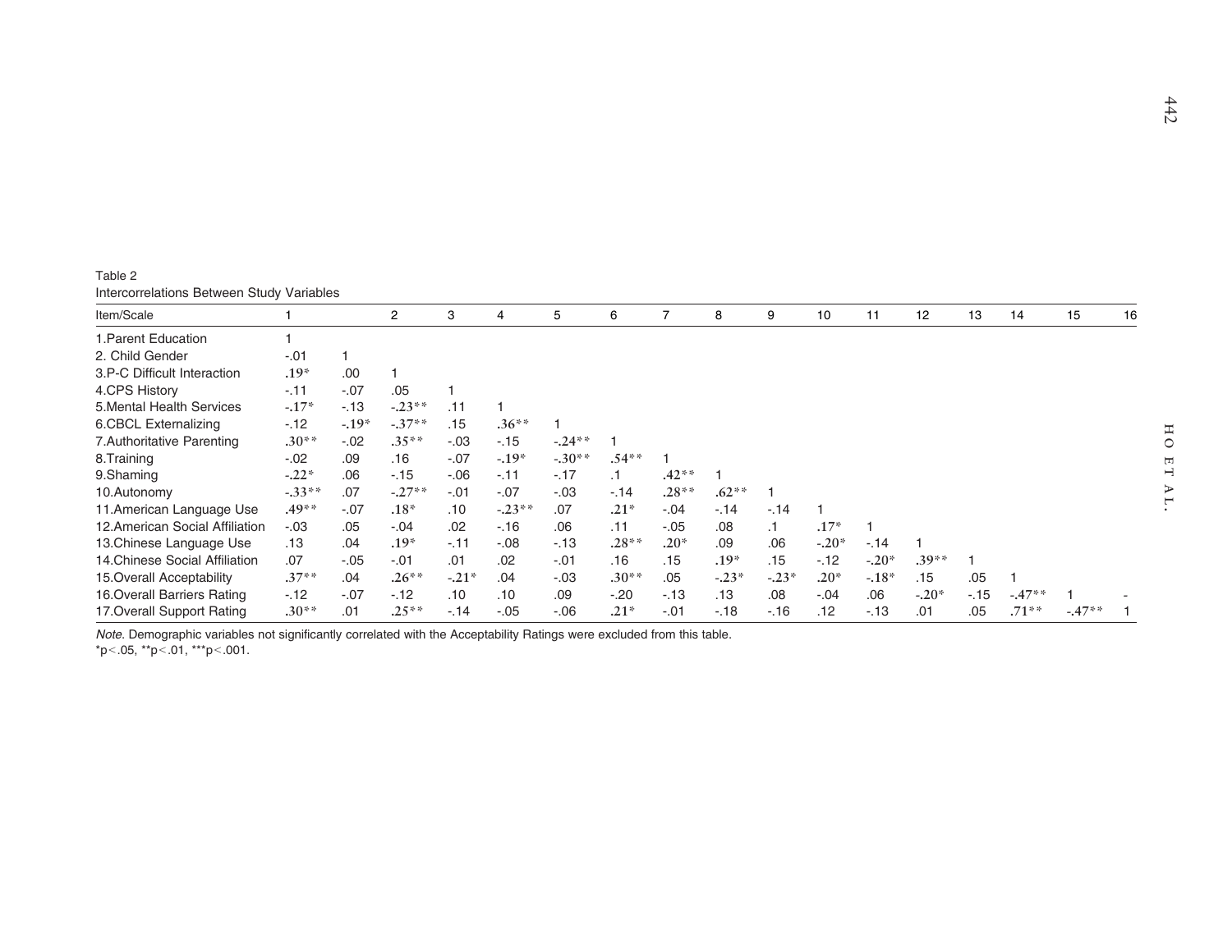Table 2
Intercorrelations Between Study Variables

| Item/Scale | 1 | | 2 | 3 | 4 | 5 | 6 | 7 | 8 | 9 | 10 | 11 | 12 | 13 | 14 | 15 | 16 |
|---|---|---|---|---|---|---|---|---|---|---|---|---|---|---|---|---|---|
| 1.Parent Education | 1 | | | | | | | | | | | | | | | | |
| 2. Child Gender | -.01 | 1 | | | | | | | | | | | | | | | |
| 3.P-C Difficult Interaction | .19* | .00 | 1 | | | | | | | | | | | | | | |
| 4.CPS History | -.11 | -.07 | .05 | 1 | | | | | | | | | | | | | |
| 5.Mental Health Services | -.17* | -.13 | -.23** | .11 | 1 | | | | | | | | | | | | |
| 6.CBCL Externalizing | -.12 | -.19* | -.37** | .15 | .36** | 1 | | | | | | | | | | | |
| 7.Authoritative Parenting | .30** | -.02 | .35** | -.03 | -.15 | -.24** | 1 | | | | | | | | | | |
| 8.Training | -.02 | .09 | .16 | -.07 | -.19* | -.30** | .54** | 1 | | | | | | | | | |
| 9.Shaming | -.22* | .06 | -.15 | -.06 | -.11 | -.17 | .1 | .42** | 1 | | | | | | | | |
| 10.Autonomy | -.33** | .07 | -.27** | -.01 | -.07 | -.03 | -.14 | .28** | .62** | 1 | | | | | | | |
| 11.American Language Use | .49** | -.07 | .18* | .10 | -.23** | .07 | .21* | -.04 | -.14 | -.14 | 1 | | | | | | |
| 12.American Social Affiliation | -.03 | .05 | -.04 | .02 | -.16 | .06 | .11 | -.05 | .08 | .1 | .17* | 1 | | | | | |
| 13.Chinese Language Use | .13 | .04 | .19* | -.11 | -.08 | -.13 | .28** | .20* | .09 | .06 | -.20* | -.14 | 1 | | | | |
| 14.Chinese Social Affiliation | .07 | -.05 | -.01 | .01 | .02 | -.01 | .16 | .15 | .19* | .15 | -.12 | -.20* | .39** | 1 | | | |
| 15.Overall Acceptability | .37** | .04 | .26** | -.21* | .04 | -.03 | .30** | .05 | -.23* | -.23* | .20* | -.18* | .15 | .05 | 1 | | |
| 16.Overall Barriers Rating | -.12 | -.07 | -.12 | .10 | .10 | .09 | -.20 | -.13 | .13 | .08 | -.04 | .06 | -.20* | -.15 | -.47** | 1 | - |
| 17.Overall Support Rating | .30** | .01 | .25** | -.14 | -.05 | -.06 | .21* | -.01 | -.18 | -.16 | .12 | -.13 | .01 | .05 | .71** | -.47** | 1 |

*Note.* Demographic variables not significantly correlated with the Acceptability Ratings were excluded from this table.
*p<.05, **p<.01, ***p<.001.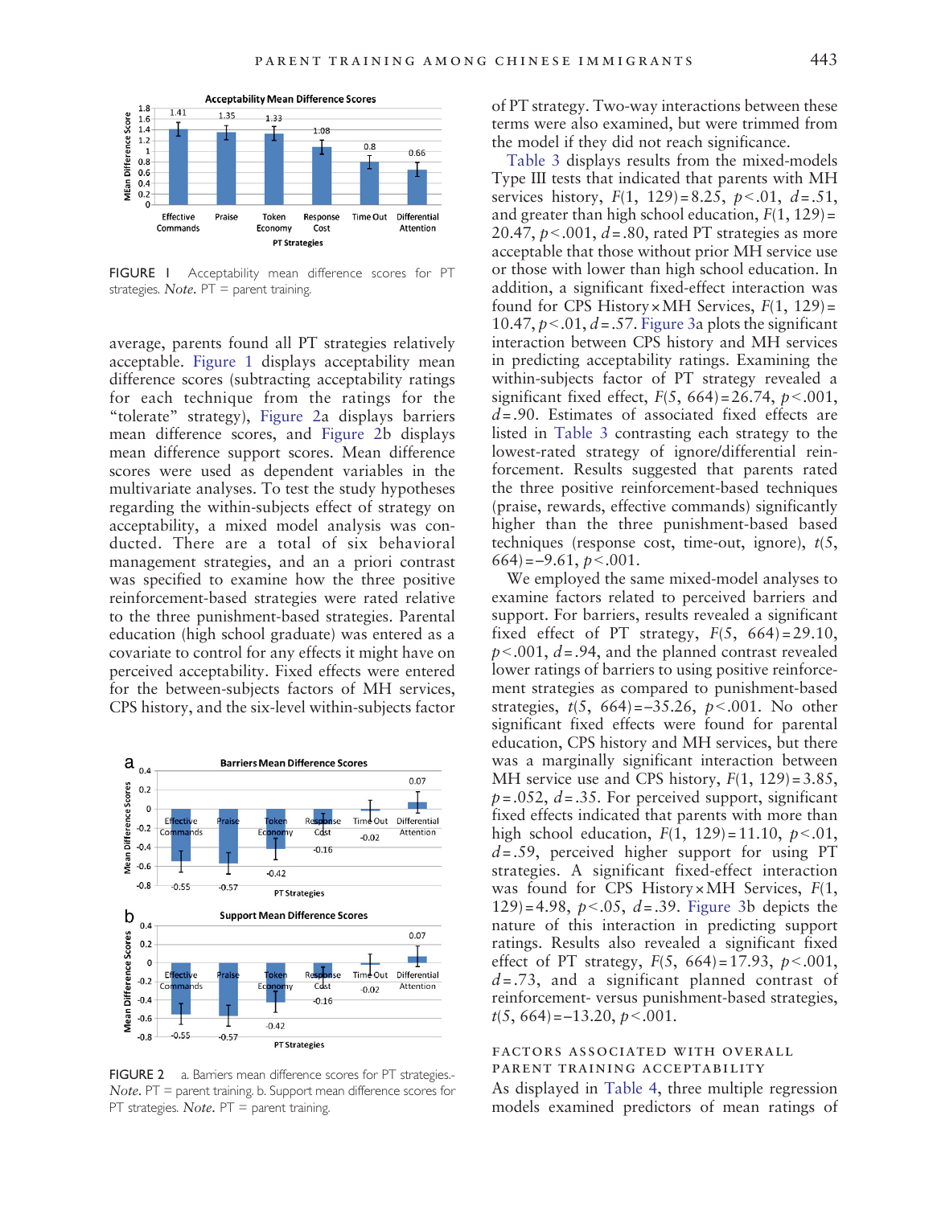Acceptability Mean Difference Scores

Mean Difference Score

1.8
1.6
1.4
1.2
1
0.8
0.6
0.4
0.2
0

1.41
1.35
1.33
1.08
0.8
0.66

Effective Commands
Praise
Token Economy
Response Cost
Time Out
Differential Attention

PT Strategies

FIGURE 1 Acceptability mean difference scores for PT strategies. *Note.* PT = parent training.

average, parents found all PT strategies relatively acceptable. Figure 1 displays acceptability mean difference scores (subtracting acceptability ratings for each technique from the ratings for the "tolerate" strategy), Figure 2a displays barriers mean difference scores, and Figure 2b displays mean difference support scores. Mean difference scores were used as dependent variables in the multivariate analyses. To test the study hypotheses regarding the within-subjects effect of strategy on acceptability, a mixed model analysis was conducted. There are a total of six behavioral management strategies, and an a priori contrast was specified to examine how the three positive reinforcement-based strategies were rated relative to the three punishment-based strategies. Parental education (high school graduate) was entered as a covariate to control for any effects it might have on perceived acceptability. Fixed effects were entered for the between-subjects factors of MH services, CPS history, and the six-level within-subjects factor

a

Barriers Mean Difference Scores

Mean Difference Scores

0.4
0.2
0
-0.2
-0.4
-0.6
-0.8

Effective Commands
Praise
Token Economy
Response Cost
Time Out
Differential Attention

-0.55
-0.57
-0.42
-0.16
-0.02
0.07

PT Strategies

b

Support Mean Difference Scores

Mean Difference Scores

0.4
0.2
0
-0.2
-0.4
-0.6
-0.8

Effective Commands
Praise
Token Economy
Response Cost
Time Out
Differential Attention

-0.55
-0.57
-0.42
-0.16
-0.02
0.07

PT Strategies

FIGURE 2 a. Barriers mean difference scores for PT strategies.- *Note.* PT = parent training. b. Support mean difference scores for PT strategies. *Note.* PT = parent training.

of PT strategy. Two-way interactions between these terms were also examined, but were trimmed from the model if they did not reach significance.

Table 3 displays results from the mixed-models Type III tests that indicated that parents with MH services history, $F(1, 129) = 8.25$, $p < .01$, $d = .51$, and greater than high school education, $F(1, 129) = 20.47$, $p < .001$, $d = .80$, rated PT strategies as more acceptable that those without prior MH service use or those with lower than high school education. In addition, a significant fixed-effect interaction was found for CPS History × MH Services, $F(1, 129) = 10.47$, $p < .01$, $d = .57$. Figure 3a plots the significant interaction between CPS history and MH services in predicting acceptability ratings. Examining the within-subjects factor of PT strategy revealed a significant fixed effect, $F(5, 664) = 26.74$, $p < .001$, $d = .90$. Estimates of associated fixed effects are listed in Table 3 contrasting each strategy to the lowest-rated strategy of ignore/differential reinforcement. Results suggested that parents rated the three positive reinforcement-based techniques (praise, rewards, effective commands) significantly higher than the three punishment-based based techniques (response cost, time-out, ignore), $t(5, 664) = -9.61$, $p < .001$.

We employed the same mixed-model analyses to examine factors related to perceived barriers and support. For barriers, results revealed a significant fixed effect of PT strategy, $F(5, 664) = 29.10$, $p < .001$, $d = .94$, and the planned contrast revealed lower ratings of barriers to using positive reinforcement strategies as compared to punishment-based strategies, $t(5, 664) = -35.26$, $p < .001$. No other significant fixed effects were found for parental education, CPS history and MH services, but there was a marginally significant interaction between MH service use and CPS history, $F(1, 129) = 3.85$, $p = .052$, $d = .35$. For perceived support, significant fixed effects indicated that parents with more than high school education, $F(1, 129) = 11.10$, $p < .01$, $d = .59$, perceived higher support for using PT strategies. A significant fixed-effect interaction was found for CPS History × MH Services, $F(1, 129) = 4.98$, $p < .05$, $d = .39$. Figure 3b depicts the nature of this interaction in predicting support ratings. Results also revealed a significant fixed effect of PT strategy, $F(5, 664) = 17.93$, $p < .001$, $d = .73$, and a significant planned contrast of reinforcement- versus punishment-based strategies, $t(5, 664) = -13.20$, $p < .001$.

## FACTORS ASSOCIATED WITH OVERALL PARENT TRAINING ACCEPTABILITY

As displayed in Table 4, three multiple regression models examined predictors of mean ratings of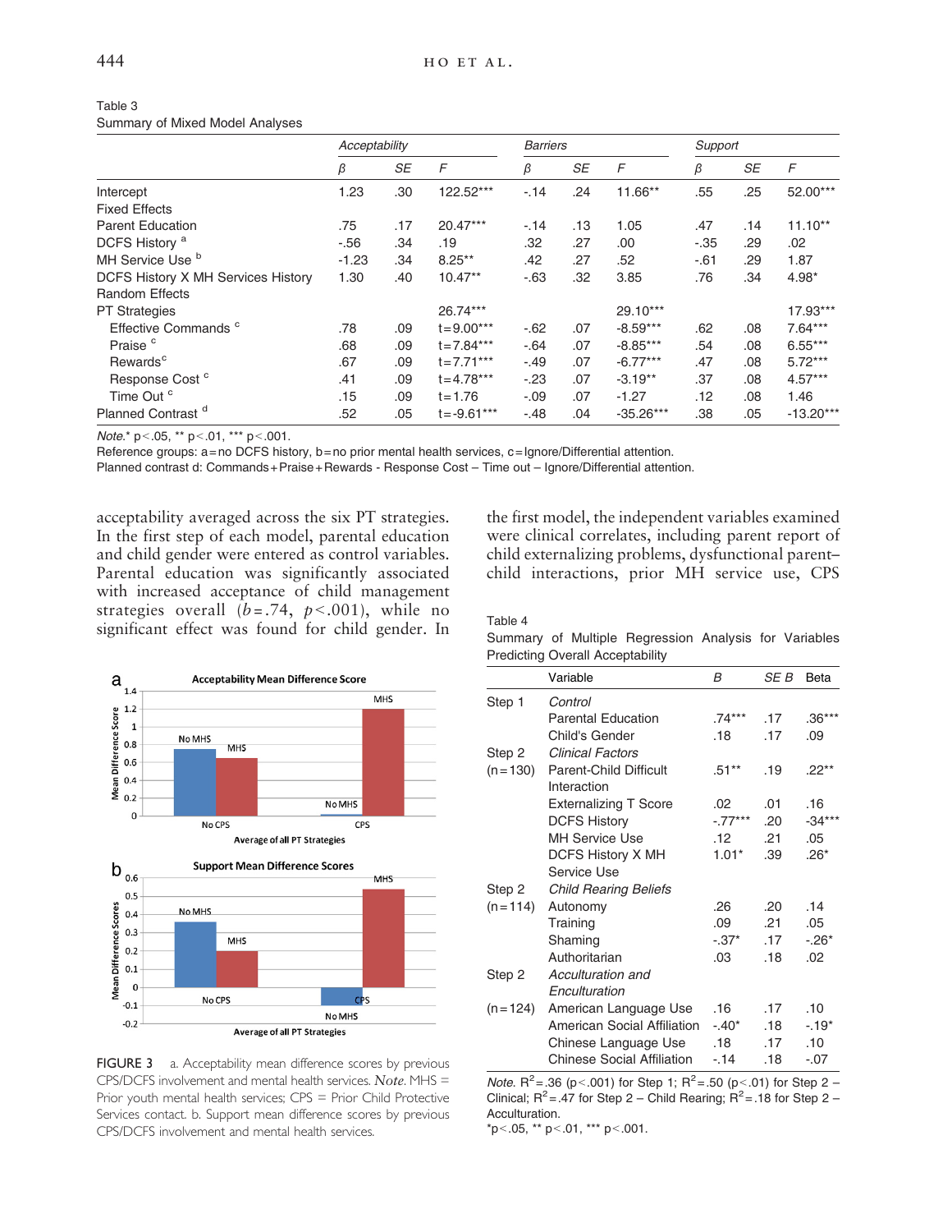Table 3
Summary of Mixed Model Analyses

| | Acceptability | | | Barriers | | | Support | | |
|---|---|---|---|---|---|---|---|---|---|
| | β | SE | F | β | SE | F | β | SE | F |
| Intercept | 1.23 | .30 | 122.52*** | -.14 | .24 | 11.66** | .55 | .25 | 52.00*** |
| Fixed Effects | | | | | | | | | |
| Parent Education | .75 | .17 | 20.47*** | -.14 | .13 | 1.05 | .47 | .14 | 11.10** |
| DCFS History [a] | -.56 | .34 | .19 | .32 | .27 | .00 | -.35 | .29 | .02 |
| MH Service Use [b] | -1.23 | .34 | 8.25** | .42 | .27 | .52 | -.61 | .29 | 1.87 |
| DCFS History X MH Services History | 1.30 | .40 | 10.47** | -.63 | .32 | 3.85 | .76 | .34 | 4.98* |
| Random Effects | | | | | | | | | |
| PT Strategies | | | 26.74*** | | | 29.10*** | | | 17.93*** |
| Effective Commands [c] | .78 | .09 | t=9.00*** | -.62 | .07 | -8.59*** | .62 | .08 | 7.64*** |
| Praise [c] | .68 | .09 | t=7.84*** | -.64 | .07 | -8.85*** | .54 | .08 | 6.55*** |
| Rewards[c] | .67 | .09 | t=7.71*** | -.49 | .07 | -6.77*** | .47 | .08 | 5.72*** |
| Response Cost [c] | .41 | .09 | t=4.78*** | -.23 | .07 | -3.19** | .37 | .08 | 4.57*** |
| Time Out [c] | .15 | .09 | t=1.76 | -.09 | .07 | -1.27 | .12 | .08 | 1.46 |
| Planned Contrast [d] | .52 | .05 | t=-9.61*** | -.48 | .04 | -35.26*** | .38 | .05 | -13.20*** |

*Note.** p<.05, ** p<.01, *** p<.001.
Reference groups: a=no DCFS history, b=no prior mental health services, c=Ignore/Differential attention.
Planned contrast d: Commands+Praise+Rewards - Response Cost – Time out – Ignore/Differential attention.

acceptability averaged across the six PT strategies. In the first step of each model, parental education and child gender were entered as control variables. Parental education was significantly associated with increased acceptance of child management strategies overall ($b=.74$, $p<.001$), while no significant effect was found for child gender. In the first model, the independent variables examined were clinical correlates, including parent report of child externalizing problems, dysfunctional parent–child interactions, prior MH service use, CPS

a
Acceptability Mean Difference Score
1.4
1.2
1
0.8
0.6
0.4
0.2
0
Mean Difference Score
No MHS
MHS
MHS
No MHS
No CPS
CPS
Average of all PT Strategies

b
Support Mean Difference Scores
0.6
0.5
0.4
0.3
0.2
0.1
0
-0.1
-0.2
Mean Difference Scores
No MHS
MHS
MHS
No CPS
CPS
No MHS
Average of all PT Strategies

FIGURE 3 a. Acceptability mean difference scores by previous CPS/DCFS involvement and mental health services. *Note.* MHS = Prior youth mental health services; CPS = Prior Child Protective Services contact. b. Support mean difference scores by previous CPS/DCFS involvement and mental health services.

Table 4
Summary of Multiple Regression Analysis for Variables Predicting Overall Acceptability

| | Variable | B | SE B | Beta |
|---|---|---|---|---|
| Step 1 | *Control* | | | |
| | Parental Education | .74*** | .17 | .36*** |
| | Child's Gender | .18 | .17 | .09 |
| Step 2 | *Clinical Factors* | | | |
| (n=130) | Parent-Child Difficult Interaction | .51** | .19 | .22** |
| | Externalizing T Score | .02 | .01 | .16 |
| | DCFS History | -.77*** | .20 | -34*** |
| | MH Service Use | .12 | .21 | .05 |
| | DCFS History X MH Service Use | 1.01* | .39 | .26* |
| Step 2 | *Child Rearing Beliefs* | | | |
| (n=114) | Autonomy | .26 | .20 | .14 |
| | Training | .09 | .21 | .05 |
| | Shaming | -.37* | .17 | -.26* |
| | Authoritarian | .03 | .18 | .02 |
| Step 2 | *Acculturation and Enculturation* | | | |
| (n=124) | American Language Use | .16 | .17 | .10 |
| | American Social Affiliation | -.40* | .18 | -.19* |
| | Chinese Language Use | .18 | .17 | .10 |
| | Chinese Social Affiliation | -.14 | .18 | -.07 |

*Note.* $R^2$=.36 (p<.001) for Step 1; $R^2$=.50 (p<.01) for Step 2 – Clinical; $R^2$=.47 for Step 2 – Child Rearing; $R^2$=.18 for Step 2 – Acculturation.
*p<.05, ** p<.01, *** p<.001.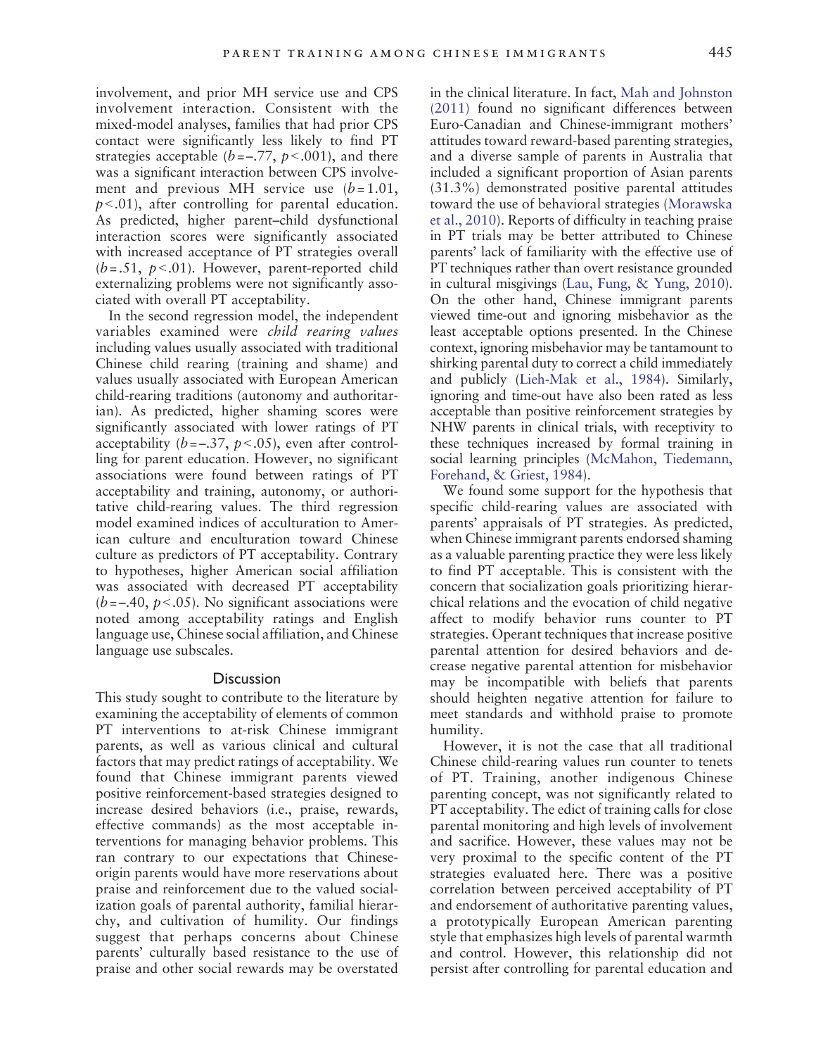involvement, and prior MH service use and CPS involvement interaction. Consistent with the mixed-model analyses, families that had prior CPS contact were significantly less likely to find PT strategies acceptable ($b = -.77$, $p < .001$), and there was a significant interaction between CPS involvement and previous MH service use ($b = 1.01$, $p < .01$), after controlling for parental education. As predicted, higher parent–child dysfunctional interaction scores were significantly associated with increased acceptance of PT strategies overall ($b = .51$, $p < .01$). However, parent-reported child externalizing problems were not significantly associated with overall PT acceptability.

In the second regression model, the independent variables examined were *child rearing values* including values usually associated with traditional Chinese child rearing (training and shame) and values usually associated with European American child-rearing traditions (autonomy and authoritarian). As predicted, higher shaming scores were significantly associated with lower ratings of PT acceptability ($b = -.37$, $p < .05$), even after controlling for parent education. However, no significant associations were found between ratings of PT acceptability and training, autonomy, or authoritative child-rearing values. The third regression model examined indices of acculturation to American culture and enculturation toward Chinese culture as predictors of PT acceptability. Contrary to hypotheses, higher American social affiliation was associated with decreased PT acceptability ($b = -.40$, $p < .05$). No significant associations were noted among acceptability ratings and English language use, Chinese social affiliation, and Chinese language use subscales.

## Discussion

This study sought to contribute to the literature by examining the acceptability of elements of common PT interventions to at-risk Chinese immigrant parents, as well as various clinical and cultural factors that may predict ratings of acceptability. We found that Chinese immigrant parents viewed positive reinforcement-based strategies designed to increase desired behaviors (i.e., praise, rewards, effective commands) as the most acceptable interventions for managing behavior problems. This ran contrary to our expectations that Chinese-origin parents would have more reservations about praise and reinforcement due to the valued socialization goals of parental authority, familial hierarchy, and cultivation of humility. Our findings suggest that perhaps concerns about Chinese parents' culturally based resistance to the use of praise and other social rewards may be overstated in the clinical literature. In fact, Mah and Johnston (2011) found no significant differences between Euro-Canadian and Chinese-immigrant mothers' attitudes toward reward-based parenting strategies, and a diverse sample of parents in Australia that included a significant proportion of Asian parents (31.3%) demonstrated positive parental attitudes toward the use of behavioral strategies (Morawska et al., 2010). Reports of difficulty in teaching praise in PT trials may be better attributed to Chinese parents' lack of familiarity with the effective use of PT techniques rather than overt resistance grounded in cultural misgivings (Lau, Fung, & Yung, 2010). On the other hand, Chinese immigrant parents viewed time-out and ignoring misbehavior as the least acceptable options presented. In the Chinese context, ignoring misbehavior may be tantamount to shirking parental duty to correct a child immediately and publicly (Lieh-Mak et al., 1984). Similarly, ignoring and time-out have also been rated as less acceptable than positive reinforcement strategies by NHW parents in clinical trials, with receptivity to these techniques increased by formal training in social learning principles (McMahon, Tiedemann, Forehand, & Griest, 1984).

We found some support for the hypothesis that specific child-rearing values are associated with parents' appraisals of PT strategies. As predicted, when Chinese immigrant parents endorsed shaming as a valuable parenting practice they were less likely to find PT acceptable. This is consistent with the concern that socialization goals prioritizing hierarchical relations and the evocation of child negative affect to modify behavior runs counter to PT strategies. Operant techniques that increase positive parental attention for desired behaviors and decrease negative parental attention for misbehavior may be incompatible with beliefs that parents should heighten negative attention for failure to meet standards and withhold praise to promote humility.

However, it is not the case that all traditional Chinese child-rearing values run counter to tenets of PT. Training, another indigenous Chinese parenting concept, was not significantly related to PT acceptability. The edict of training calls for close parental monitoring and high levels of involvement and sacrifice. However, these values may not be very proximal to the specific content of the PT strategies evaluated here. There was a positive correlation between perceived acceptability of PT and endorsement of authoritative parenting values, a prototypically European American parenting style that emphasizes high levels of parental warmth and control. However, this relationship did not persist after controlling for parental education and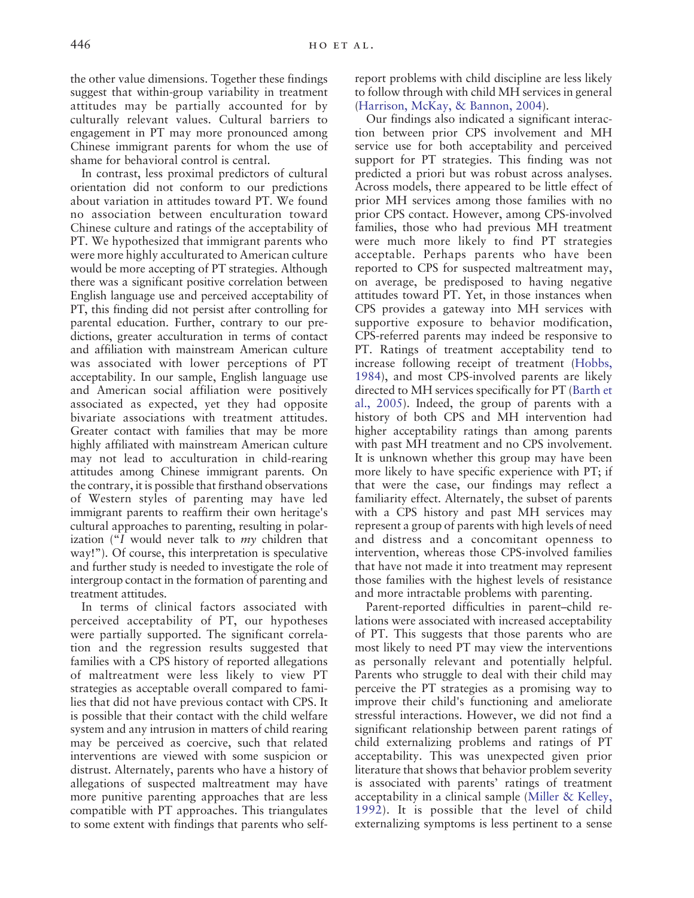the other value dimensions. Together these findings suggest that within-group variability in treatment attitudes may be partially accounted for by culturally relevant values. Cultural barriers to engagement in PT may more pronounced among Chinese immigrant parents for whom the use of shame for behavioral control is central.

In contrast, less proximal predictors of cultural orientation did not conform to our predictions about variation in attitudes toward PT. We found no association between enculturation toward Chinese culture and ratings of the acceptability of PT. We hypothesized that immigrant parents who were more highly acculturated to American culture would be more accepting of PT strategies. Although there was a significant positive correlation between English language use and perceived acceptability of PT, this finding did not persist after controlling for parental education. Further, contrary to our predictions, greater acculturation in terms of contact and affiliation with mainstream American culture was associated with lower perceptions of PT acceptability. In our sample, English language use and American social affiliation were positively associated as expected, yet they had opposite bivariate associations with treatment attitudes. Greater contact with families that may be more highly affiliated with mainstream American culture may not lead to acculturation in child-rearing attitudes among Chinese immigrant parents. On the contrary, it is possible that firsthand observations of Western styles of parenting may have led immigrant parents to reaffirm their own heritage's cultural approaches to parenting, resulting in polarization ("*I* would never talk to *my* children that way!"). Of course, this interpretation is speculative and further study is needed to investigate the role of intergroup contact in the formation of parenting and treatment attitudes.

In terms of clinical factors associated with perceived acceptability of PT, our hypotheses were partially supported. The significant correlation and the regression results suggested that families with a CPS history of reported allegations of maltreatment were less likely to view PT strategies as acceptable overall compared to families that did not have previous contact with CPS. It is possible that their contact with the child welfare system and any intrusion in matters of child rearing may be perceived as coercive, such that related interventions are viewed with some suspicion or distrust. Alternately, parents who have a history of allegations of suspected maltreatment may have more punitive parenting approaches that are less compatible with PT approaches. This triangulates to some extent with findings that parents who self-report problems with child discipline are less likely to follow through with child MH services in general (Harrison, McKay, & Bannon, 2004).

Our findings also indicated a significant interaction between prior CPS involvement and MH service use for both acceptability and perceived support for PT strategies. This finding was not predicted a priori but was robust across analyses. Across models, there appeared to be little effect of prior MH services among those families with no prior CPS contact. However, among CPS-involved families, those who had previous MH treatment were much more likely to find PT strategies acceptable. Perhaps parents who have been reported to CPS for suspected maltreatment may, on average, be predisposed to having negative attitudes toward PT. Yet, in those instances when CPS provides a gateway into MH services with supportive exposure to behavior modification, CPS-referred parents may indeed be responsive to PT. Ratings of treatment acceptability tend to increase following receipt of treatment (Hobbs, 1984), and most CPS-involved parents are likely directed to MH services specifically for PT (Barth et al., 2005). Indeed, the group of parents with a history of both CPS and MH intervention had higher acceptability ratings than among parents with past MH treatment and no CPS involvement. It is unknown whether this group may have been more likely to have specific experience with PT; if that were the case, our findings may reflect a familiarity effect. Alternately, the subset of parents with a CPS history and past MH services may represent a group of parents with high levels of need and distress and a concomitant openness to intervention, whereas those CPS-involved families that have not made it into treatment may represent those families with the highest levels of resistance and more intractable problems with parenting.

Parent-reported difficulties in parent–child relations were associated with increased acceptability of PT. This suggests that those parents who are most likely to need PT may view the interventions as personally relevant and potentially helpful. Parents who struggle to deal with their child may perceive the PT strategies as a promising way to improve their child's functioning and ameliorate stressful interactions. However, we did not find a significant relationship between parent ratings of child externalizing problems and ratings of PT acceptability. This was unexpected given prior literature that shows that behavior problem severity is associated with parents' ratings of treatment acceptability in a clinical sample (Miller & Kelley, 1992). It is possible that the level of child externalizing symptoms is less pertinent to a sense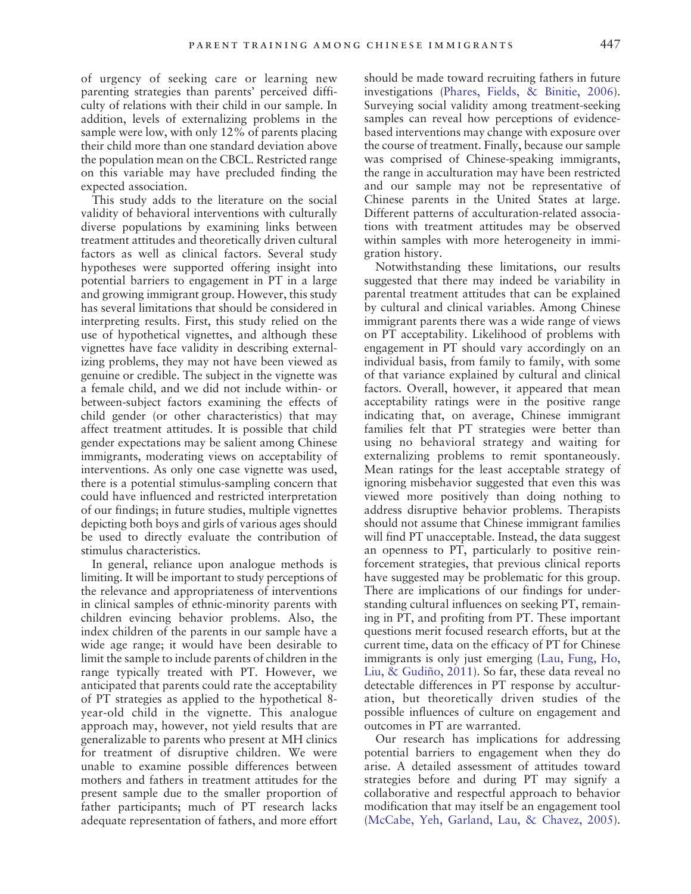of urgency of seeking care or learning new parenting strategies than parents' perceived difficulty of relations with their child in our sample. In addition, levels of externalizing problems in the sample were low, with only 12% of parents placing their child more than one standard deviation above the population mean on the CBCL. Restricted range on this variable may have precluded finding the expected association.

This study adds to the literature on the social validity of behavioral interventions with culturally diverse populations by examining links between treatment attitudes and theoretically driven cultural factors as well as clinical factors. Several study hypotheses were supported offering insight into potential barriers to engagement in PT in a large and growing immigrant group. However, this study has several limitations that should be considered in interpreting results. First, this study relied on the use of hypothetical vignettes, and although these vignettes have face validity in describing externalizing problems, they may not have been viewed as genuine or credible. The subject in the vignette was a female child, and we did not include within- or between-subject factors examining the effects of child gender (or other characteristics) that may affect treatment attitudes. It is possible that child gender expectations may be salient among Chinese immigrants, moderating views on acceptability of interventions. As only one case vignette was used, there is a potential stimulus-sampling concern that could have influenced and restricted interpretation of our findings; in future studies, multiple vignettes depicting both boys and girls of various ages should be used to directly evaluate the contribution of stimulus characteristics.

In general, reliance upon analogue methods is limiting. It will be important to study perceptions of the relevance and appropriateness of interventions in clinical samples of ethnic-minority parents with children evincing behavior problems. Also, the index children of the parents in our sample have a wide age range; it would have been desirable to limit the sample to include parents of children in the range typically treated with PT. However, we anticipated that parents could rate the acceptability of PT strategies as applied to the hypothetical 8-year-old child in the vignette. This analogue approach may, however, not yield results that are generalizable to parents who present at MH clinics for treatment of disruptive children. We were unable to examine possible differences between mothers and fathers in treatment attitudes for the present sample due to the smaller proportion of father participants; much of PT research lacks adequate representation of fathers, and more effort should be made toward recruiting fathers in future investigations (Phares, Fields, & Binitie, 2006). Surveying social validity among treatment-seeking samples can reveal how perceptions of evidence-based interventions may change with exposure over the course of treatment. Finally, because our sample was comprised of Chinese-speaking immigrants, the range in acculturation may have been restricted and our sample may not be representative of Chinese parents in the United States at large. Different patterns of acculturation-related associations with treatment attitudes may be observed within samples with more heterogeneity in immigration history.

Notwithstanding these limitations, our results suggested that there may indeed be variability in parental treatment attitudes that can be explained by cultural and clinical variables. Among Chinese immigrant parents there was a wide range of views on PT acceptability. Likelihood of problems with engagement in PT should vary accordingly on an individual basis, from family to family, with some of that variance explained by cultural and clinical factors. Overall, however, it appeared that mean acceptability ratings were in the positive range indicating that, on average, Chinese immigrant families felt that PT strategies were better than using no behavioral strategy and waiting for externalizing problems to remit spontaneously. Mean ratings for the least acceptable strategy of ignoring misbehavior suggested that even this was viewed more positively than doing nothing to address disruptive behavior problems. Therapists should not assume that Chinese immigrant families will find PT unacceptable. Instead, the data suggest an openness to PT, particularly to positive reinforcement strategies, that previous clinical reports have suggested may be problematic for this group. There are implications of our findings for understanding cultural influences on seeking PT, remaining in PT, and profiting from PT. These important questions merit focused research efforts, but at the current time, data on the efficacy of PT for Chinese immigrants is only just emerging (Lau, Fung, Ho, Liu, & Gudiño, 2011). So far, these data reveal no detectable differences in PT response by acculturation, but theoretically driven studies of the possible influences of culture on engagement and outcomes in PT are warranted.

Our research has implications for addressing potential barriers to engagement when they do arise. A detailed assessment of attitudes toward strategies before and during PT may signify a collaborative and respectful approach to behavior modification that may itself be an engagement tool (McCabe, Yeh, Garland, Lau, & Chavez, 2005).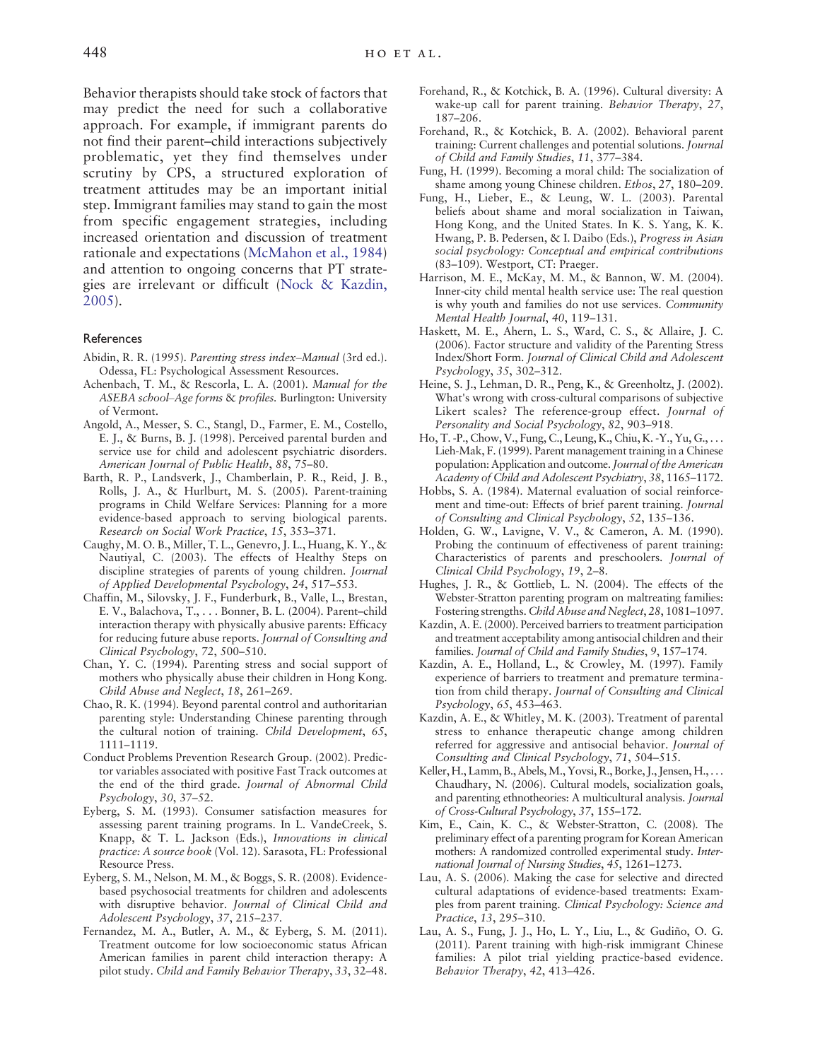Behavior therapists should take stock of factors that may predict the need for such a collaborative approach. For example, if immigrant parents do not find their parent–child interactions subjectively problematic, yet they find themselves under scrutiny by CPS, a structured exploration of treatment attitudes may be an important initial step. Immigrant families may stand to gain the most from specific engagement strategies, including increased orientation and discussion of treatment rationale and expectations (McMahon et al., 1984) and attention to ongoing concerns that PT strategies are irrelevant or difficult (Nock & Kazdin, 2005).

## References

Abidin, R. R. (1995). *Parenting stress index–Manual* (3rd ed.). Odessa, FL: Psychological Assessment Resources.

Achenbach, T. M., & Rescorla, L. A. (2001). *Manual for the ASEBA school–Age forms & profiles*. Burlington: University of Vermont.

Angold, A., Messer, S. C., Stangl, D., Farmer, E. M., Costello, E. J., & Burns, B. J. (1998). Perceived parental burden and service use for child and adolescent psychiatric disorders. *American Journal of Public Health*, *88*, 75–80.

Barth, R. P., Landsverk, J., Chamberlain, P. R., Reid, J. B., Rolls, J. A., & Hurlburt, M. S. (2005). Parent-training programs in Child Welfare Services: Planning for a more evidence-based approach to serving biological parents. *Research on Social Work Practice*, *15*, 353–371.

Caughy, M. O. B., Miller, T. L., Genevro, J. L., Huang, K. Y., & Nautiyal, C. (2003). The effects of Healthy Steps on discipline strategies of parents of young children. *Journal of Applied Developmental Psychology*, *24*, 517–553.

Chaffin, M., Silovsky, J. F., Funderburk, B., Valle, L., Brestan, E. V., Balachova, T., . . . Bonner, B. L. (2004). Parent–child interaction therapy with physically abusive parents: Efficacy for reducing future abuse reports. *Journal of Consulting and Clinical Psychology*, *72*, 500–510.

Chan, Y. C. (1994). Parenting stress and social support of mothers who physically abuse their children in Hong Kong. *Child Abuse and Neglect*, *18*, 261–269.

Chao, R. K. (1994). Beyond parental control and authoritarian parenting style: Understanding Chinese parenting through the cultural notion of training. *Child Development*, *65*, 1111–1119.

Conduct Problems Prevention Research Group. (2002). Predictor variables associated with positive Fast Track outcomes at the end of the third grade. *Journal of Abnormal Child Psychology*, *30*, 37–52.

Eyberg, S. M. (1993). Consumer satisfaction measures for assessing parent training programs. In L. VandeCreek, S. Knapp, & T. L. Jackson (Eds.), *Innovations in clinical practice: A source book* (Vol. 12). Sarasota, FL: Professional Resource Press.

Eyberg, S. M., Nelson, M. M., & Boggs, S. R. (2008). Evidence-based psychosocial treatments for children and adolescents with disruptive behavior. *Journal of Clinical Child and Adolescent Psychology*, *37*, 215–237.

Fernandez, M. A., Butler, A. M., & Eyberg, S. M. (2011). Treatment outcome for low socioeconomic status African American families in parent child interaction therapy: A pilot study. *Child and Family Behavior Therapy*, *33*, 32–48.

Forehand, R., & Kotchick, B. A. (1996). Cultural diversity: A wake-up call for parent training. *Behavior Therapy*, *27*, 187–206.

Forehand, R., & Kotchick, B. A. (2002). Behavioral parent training: Current challenges and potential solutions. *Journal of Child and Family Studies*, *11*, 377–384.

Fung, H. (1999). Becoming a moral child: The socialization of shame among young Chinese children. *Ethos*, *27*, 180–209.

Fung, H., Lieber, E., & Leung, W. L. (2003). Parental beliefs about shame and moral socialization in Taiwan, Hong Kong, and the United States. In K. S. Yang, K. K. Hwang, P. B. Pedersen, & I. Daibo (Eds.), *Progress in Asian social psychology: Conceptual and empirical contributions* (83–109). Westport, CT: Praeger.

Harrison, M. E., McKay, M. M., & Bannon, W. M. (2004). Inner-city child mental health service use: The real question is why youth and families do not use services. *Community Mental Health Journal*, *40*, 119–131.

Haskett, M. E., Ahern, L. S., Ward, C. S., & Allaire, J. C. (2006). Factor structure and validity of the Parenting Stress Index/Short Form. *Journal of Clinical Child and Adolescent Psychology*, *35*, 302–312.

Heine, S. J., Lehman, D. R., Peng, K., & Greenholtz, J. (2002). What's wrong with cross-cultural comparisons of subjective Likert scales? The reference-group effect. *Journal of Personality and Social Psychology*, *82*, 903–918.

Ho, T. -P., Chow, V., Fung, C., Leung, K., Chiu, K. -Y., Yu, G., . . . Lieh-Mak, F. (1999). Parent management training in a Chinese population: Application and outcome. *Journal of the American Academy of Child and Adolescent Psychiatry*, *38*, 1165–1172.

Hobbs, S. A. (1984). Maternal evaluation of social reinforcement and time-out: Effects of brief parent training. *Journal of Consulting and Clinical Psychology*, *52*, 135–136.

Holden, G. W., Lavigne, V. V., & Cameron, A. M. (1990). Probing the continuum of effectiveness of parent training: Characteristics of parents and preschoolers. *Journal of Clinical Child Psychology*, *19*, 2–8.

Hughes, J. R., & Gottlieb, L. N. (2004). The effects of the Webster-Stratton parenting program on maltreating families: Fostering strengths. *Child Abuse and Neglect*, *28*, 1081–1097.

Kazdin, A. E. (2000). Perceived barriers to treatment participation and treatment acceptability among antisocial children and their families. *Journal of Child and Family Studies*, *9*, 157–174.

Kazdin, A. E., Holland, L., & Crowley, M. (1997). Family experience of barriers to treatment and premature termination from child therapy. *Journal of Consulting and Clinical Psychology*, *65*, 453–463.

Kazdin, A. E., & Whitley, M. K. (2003). Treatment of parental stress to enhance therapeutic change among children referred for aggressive and antisocial behavior. *Journal of Consulting and Clinical Psychology*, *71*, 504–515.

Keller, H., Lamm, B., Abels, M., Yovsi, R., Borke, J., Jensen, H., . . . Chaudhary, N. (2006). Cultural models, socialization goals, and parenting ethnotheories: A multicultural analysis. *Journal of Cross-Cultural Psychology*, *37*, 155–172.

Kim, E., Cain, K. C., & Webster-Stratton, C. (2008). The preliminary effect of a parenting program for Korean American mothers: A randomized controlled experimental study. *International Journal of Nursing Studies*, *45*, 1261–1273.

Lau, A. S. (2006). Making the case for selective and directed cultural adaptations of evidence-based treatments: Examples from parent training. *Clinical Psychology: Science and Practice*, *13*, 295–310.

Lau, A. S., Fung, J. J., Ho, L. Y., Liu, L., & Gudiño, O. G. (2011). Parent training with high-risk immigrant Chinese families: A pilot trial yielding practice-based evidence. *Behavior Therapy*, *42*, 413–426.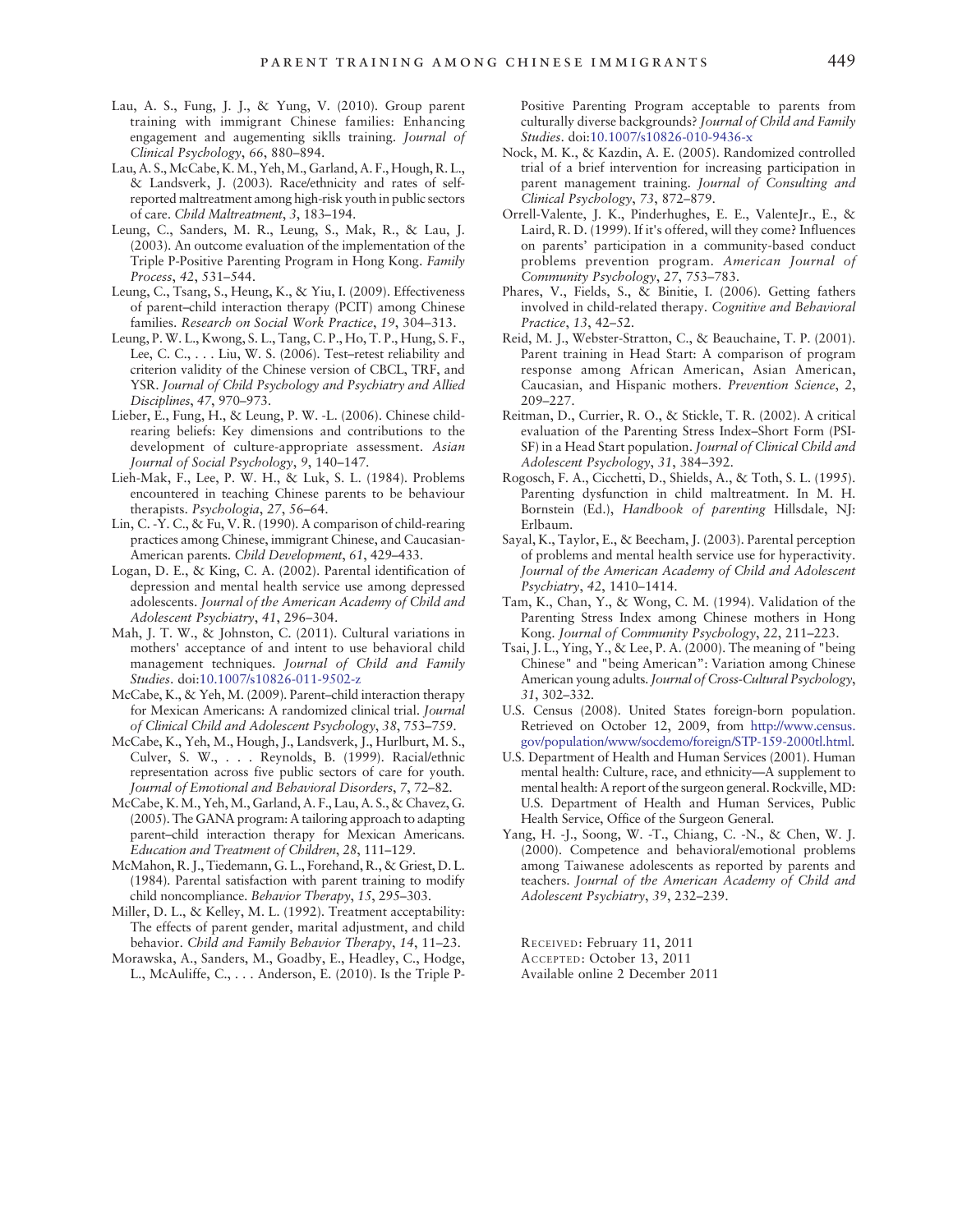Lau, A. S., Fung, J. J., & Yung, V. (2010). Group parent training with immigrant Chinese families: Enhancing engagement and augementing siklls training. *Journal of Clinical Psychology*, *66*, 880–894.

Lau, A. S., McCabe, K. M., Yeh, M., Garland, A. F., Hough, R. L., & Landsverk, J. (2003). Race/ethnicity and rates of self-reported maltreatment among high-risk youth in public sectors of care. *Child Maltreatment*, *3*, 183–194.

Leung, C., Sanders, M. R., Leung, S., Mak, R., & Lau, J. (2003). An outcome evaluation of the implementation of the Triple P-Positive Parenting Program in Hong Kong. *Family Process*, *42*, 531–544.

Leung, C., Tsang, S., Heung, K., & Yiu, I. (2009). Effectiveness of parent–child interaction therapy (PCIT) among Chinese families. *Research on Social Work Practice*, *19*, 304–313.

Leung, P. W. L., Kwong, S. L., Tang, C. P., Ho, T. P., Hung, S. F., Lee, C. C., . . . Liu, W. S. (2006). Test–retest reliability and criterion validity of the Chinese version of CBCL, TRF, and YSR. *Journal of Child Psychology and Psychiatry and Allied Disciplines*, *47*, 970–973.

Lieber, E., Fung, H., & Leung, P. W. -L. (2006). Chinese child-rearing beliefs: Key dimensions and contributions to the development of culture-appropriate assessment. *Asian Journal of Social Psychology*, *9*, 140–147.

Lieh-Mak, F., Lee, P. W. H., & Luk, S. L. (1984). Problems encountered in teaching Chinese parents to be behaviour therapists. *Psychologia*, *27*, 56–64.

Lin, C. -Y. C., & Fu, V. R. (1990). A comparison of child-rearing practices among Chinese, immigrant Chinese, and Caucasian-American parents. *Child Development*, *61*, 429–433.

Logan, D. E., & King, C. A. (2002). Parental identification of depression and mental health service use among depressed adolescents. *Journal of the American Academy of Child and Adolescent Psychiatry*, *41*, 296–304.

Mah, J. T. W., & Johnston, C. (2011). Cultural variations in mothers' acceptance of and intent to use behavioral child management techniques. *Journal of Child and Family Studies*. doi:10.1007/s10826-011-9502-z

McCabe, K., & Yeh, M. (2009). Parent–child interaction therapy for Mexican Americans: A randomized clinical trial. *Journal of Clinical Child and Adolescent Psychology*, *38*, 753–759.

McCabe, K., Yeh, M., Hough, J., Landsverk, J., Hurlburt, M. S., Culver, S. W., . . . Reynolds, B. (1999). Racial/ethnic representation across five public sectors of care for youth. *Journal of Emotional and Behavioral Disorders*, *7*, 72–82.

McCabe, K. M., Yeh, M., Garland, A. F., Lau, A. S., & Chavez, G. (2005). The GANA program: A tailoring approach to adapting parent–child interaction therapy for Mexican Americans. *Education and Treatment of Children*, *28*, 111–129.

McMahon, R. J., Tiedemann, G. L., Forehand, R., & Griest, D. L. (1984). Parental satisfaction with parent training to modify child noncompliance. *Behavior Therapy*, *15*, 295–303.

Miller, D. L., & Kelley, M. L. (1992). Treatment acceptability: The effects of parent gender, marital adjustment, and child behavior. *Child and Family Behavior Therapy*, *14*, 11–23.

Morawska, A., Sanders, M., Goadby, E., Headley, C., Hodge, L., McAuliffe, C., . . . Anderson, E. (2010). Is the Triple P-Positive Parenting Program acceptable to parents from culturally diverse backgrounds? *Journal of Child and Family Studies*. doi:10.1007/s10826-010-9436-x

Nock, M. K., & Kazdin, A. E. (2005). Randomized controlled trial of a brief intervention for increasing participation in parent management training. *Journal of Consulting and Clinical Psychology*, *73*, 872–879.

Orrell-Valente, J. K., Pinderhughes, E. E., ValenteJr., E., & Laird, R. D. (1999). If it's offered, will they come? Influences on parents' participation in a community-based conduct problems prevention program. *American Journal of Community Psychology*, *27*, 753–783.

Phares, V., Fields, S., & Binitie, I. (2006). Getting fathers involved in child-related therapy. *Cognitive and Behavioral Practice*, *13*, 42–52.

Reid, M. J., Webster-Stratton, C., & Beauchaine, T. P. (2001). Parent training in Head Start: A comparison of program response among African American, Asian American, Caucasian, and Hispanic mothers. *Prevention Science*, *2*, 209–227.

Reitman, D., Currier, R. O., & Stickle, T. R. (2002). A critical evaluation of the Parenting Stress Index–Short Form (PSI-SF) in a Head Start population. *Journal of Clinical Child and Adolescent Psychology*, *31*, 384–392.

Rogosch, F. A., Cicchetti, D., Shields, A., & Toth, S. L. (1995). Parenting dysfunction in child maltreatment. In M. H. Bornstein (Ed.), *Handbook of parenting* Hillsdale, NJ: Erlbaum.

Sayal, K., Taylor, E., & Beecham, J. (2003). Parental perception of problems and mental health service use for hyperactivity. *Journal of the American Academy of Child and Adolescent Psychiatry*, *42*, 1410–1414.

Tam, K., Chan, Y., & Wong, C. M. (1994). Validation of the Parenting Stress Index among Chinese mothers in Hong Kong. *Journal of Community Psychology*, *22*, 211–223.

Tsai, J. L., Ying, Y., & Lee, P. A. (2000). The meaning of "being Chinese" and "being American": Variation among Chinese American young adults. *Journal of Cross-Cultural Psychology*, *31*, 302–332.

U.S. Census (2008). United States foreign-born population. Retrieved on October 12, 2009, from http://www.census.gov/population/www/socdemo/foreign/STP-159-2000tl.html.

U.S. Department of Health and Human Services (2001). Human mental health: Culture, race, and ethnicity—A supplement to mental health: A report of the surgeon general. Rockville, MD: U.S. Department of Health and Human Services, Public Health Service, Office of the Surgeon General.

Yang, H. -J., Soong, W. -T., Chiang, C. -N., & Chen, W. J. (2000). Competence and behavioral/emotional problems among Taiwanese adolescents as reported by parents and teachers. *Journal of the American Academy of Child and Adolescent Psychiatry*, *39*, 232–239.

Received: February 11, 2011
Accepted: October 13, 2011
Available online 2 December 2011